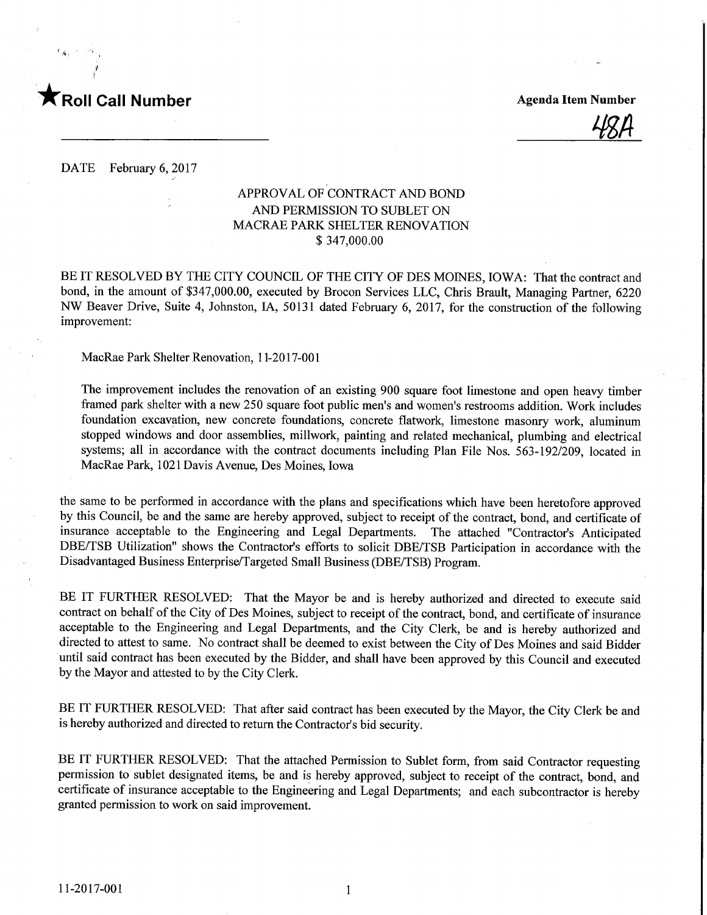★**Roll Call Number**

**Agenda Item Number**

48A

DATE February 6, 2017

APPROVAL OF CONTRACT AND BOND
AND PERMISSION TO SUBLET ON
MACRAE PARK SHELTER RENOVATION
$ 347,000.00

BE IT RESOLVED BY THE CITY COUNCIL OF THE CITY OF DES MOINES, IOWA: That the contract and bond, in the amount of $347,000.00, executed by Brocon Services LLC, Chris Brault, Managing Partner, 6220 NW Beaver Drive, Suite 4, Johnston, IA, 50131 dated February 6, 2017, for the construction of the following improvement:

MacRae Park Shelter Renovation, 11-2017-001

The improvement includes the renovation of an existing 900 square foot limestone and open heavy timber framed park shelter with a new 250 square foot public men's and women's restrooms addition. Work includes foundation excavation, new concrete foundations, concrete flatwork, limestone masonry work, aluminum stopped windows and door assemblies, millwork, painting and related mechanical, plumbing and electrical systems; all in accordance with the contract documents including Plan File Nos. 563-192/209, located in MacRae Park, 1021 Davis Avenue, Des Moines, Iowa

the same to be performed in accordance with the plans and specifications which have been heretofore approved by this Council, be and the same are hereby approved, subject to receipt of the contract, bond, and certificate of insurance acceptable to the Engineering and Legal Departments. The attached "Contractor's Anticipated DBE/TSB Utilization" shows the Contractor's efforts to solicit DBE/TSB Participation in accordance with the Disadvantaged Business Enterprise/Targeted Small Business (DBE/TSB) Program.

BE IT FURTHER RESOLVED: That the Mayor be and is hereby authorized and directed to execute said contract on behalf of the City of Des Moines, subject to receipt of the contract, bond, and certificate of insurance acceptable to the Engineering and Legal Departments, and the City Clerk, be and is hereby authorized and directed to attest to same. No contract shall be deemed to exist between the City of Des Moines and said Bidder until said contract has been executed by the Bidder, and shall have been approved by this Council and executed by the Mayor and attested to by the City Clerk.

BE IT FURTHER RESOLVED: That after said contract has been executed by the Mayor, the City Clerk be and is hereby authorized and directed to return the Contractor's bid security.

BE IT FURTHER RESOLVED: That the attached Permission to Sublet form, from said Contractor requesting permission to sublet designated items, be and is hereby approved, subject to receipt of the contract, bond, and certificate of insurance acceptable to the Engineering and Legal Departments; and each subcontractor is hereby granted permission to work on said improvement.

11-2017-001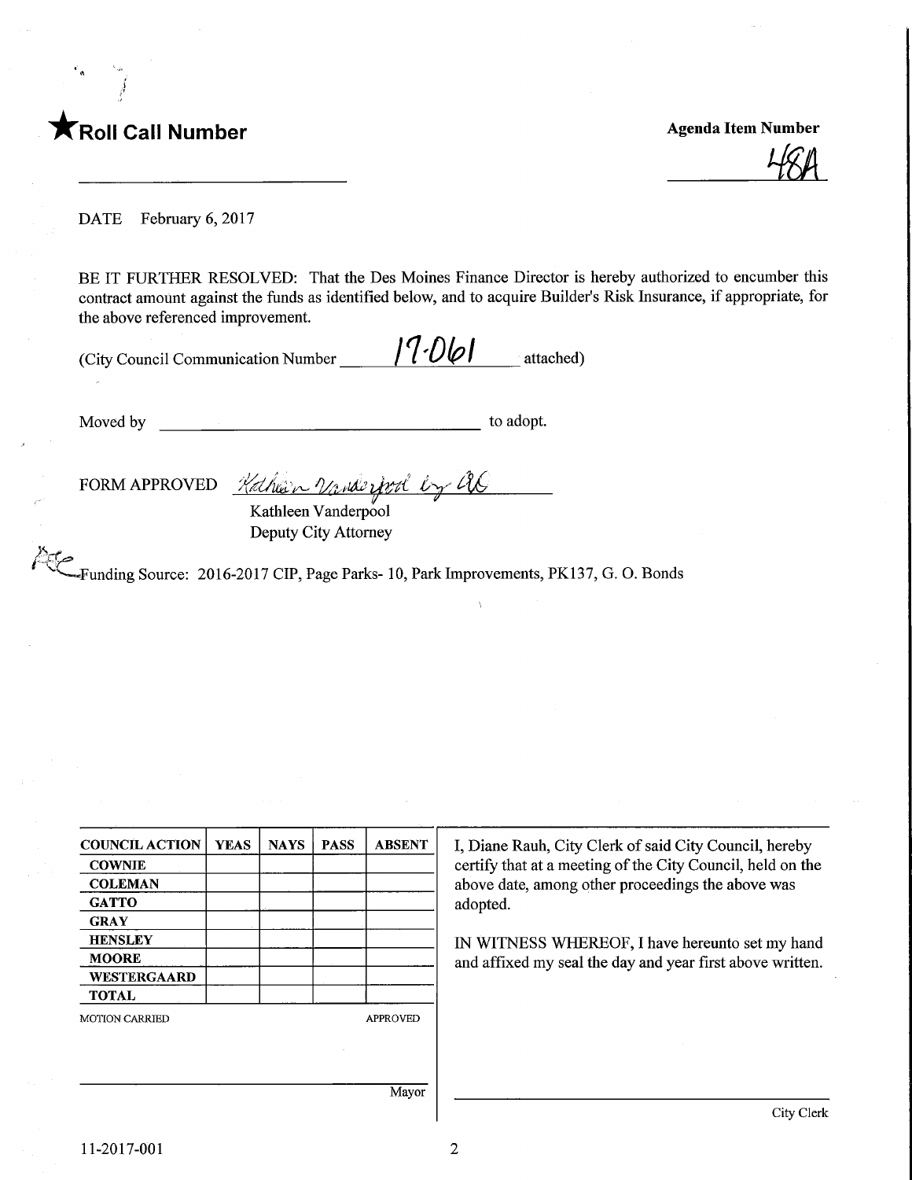★ **Roll Call Number**

______________________

**Agenda Item Number**

48A

DATE February 6, 2017

BE IT FURTHER RESOLVED: That the Des Moines Finance Director is hereby authorized to encumber this contract amount against the funds as identified below, and to acquire Builder's Risk Insurance, if appropriate, for the above referenced improvement.

(City Council Communication Number 17-061 attached)

Moved by ______________________________ to adopt.

FORM APPROVED *Kathleen Vanderpool by AC*

Kathleen Vanderpool
Deputy City Attorney

Funding Source: 2016-2017 CIP, Page Parks- 10, Park Improvements, PK137, G. O. Bonds

| COUNCIL ACTION | YEAS | NAYS | PASS | ABSENT |
|---|---|---|---|---|
| COWNIE | | | | |
| COLEMAN | | | | |
| GATTO | | | | |
| GRAY | | | | |
| HENSLEY | | | | |
| MOORE | | | | |
| WESTERGAARD | | | | |
| TOTAL | | | | |

MOTION CARRIED APPROVED

______________________________ Mayor

I, Diane Rauh, City Clerk of said City Council, hereby certify that at a meeting of the City Council, held on the above date, among other proceedings the above was adopted.

IN WITNESS WHEREOF, I have hereunto set my hand and affixed my seal the day and year first above written.

______________________________ City Clerk

11-2017-001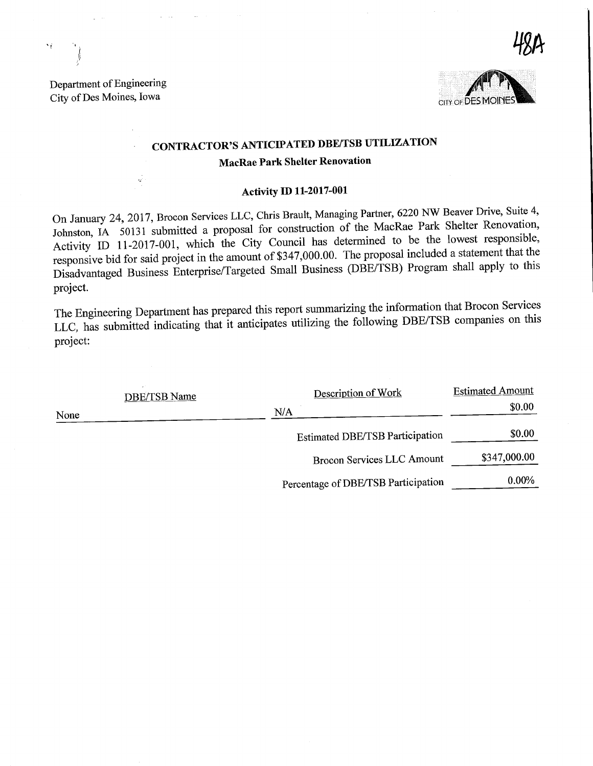48A

Department of Engineering
City of Des Moines, Iowa

CITY OF DES MOINES

## CONTRACTOR'S ANTICIPATED DBE/TSB UTILIZATION

**MacRae Park Shelter Renovation**

**Activity ID 11-2017-001**

On January 24, 2017, Brocon Services LLC, Chris Brault, Managing Partner, 6220 NW Beaver Drive, Suite 4, Johnston, IA 50131 submitted a proposal for construction of the MacRae Park Shelter Renovation, Activity ID 11-2017-001, which the City Council has determined to be the lowest responsible, responsive bid for said project in the amount of $347,000.00. The proposal included a statement that the Disadvantaged Business Enterprise/Targeted Small Business (DBE/TSB) Program shall apply to this project.

The Engineering Department has prepared this report summarizing the information that Brocon Services LLC, has submitted indicating that it anticipates utilizing the following DBE/TSB companies on this project:

| DBE/TSB Name | Description of Work | Estimated Amount |
|---|---|---|
| None | N/A | $0.00 |
| | Estimated DBE/TSB Participation | $0.00 |
| | Brocon Services LLC Amount | $347,000.00 |
| | Percentage of DBE/TSB Participation | 0.00% |